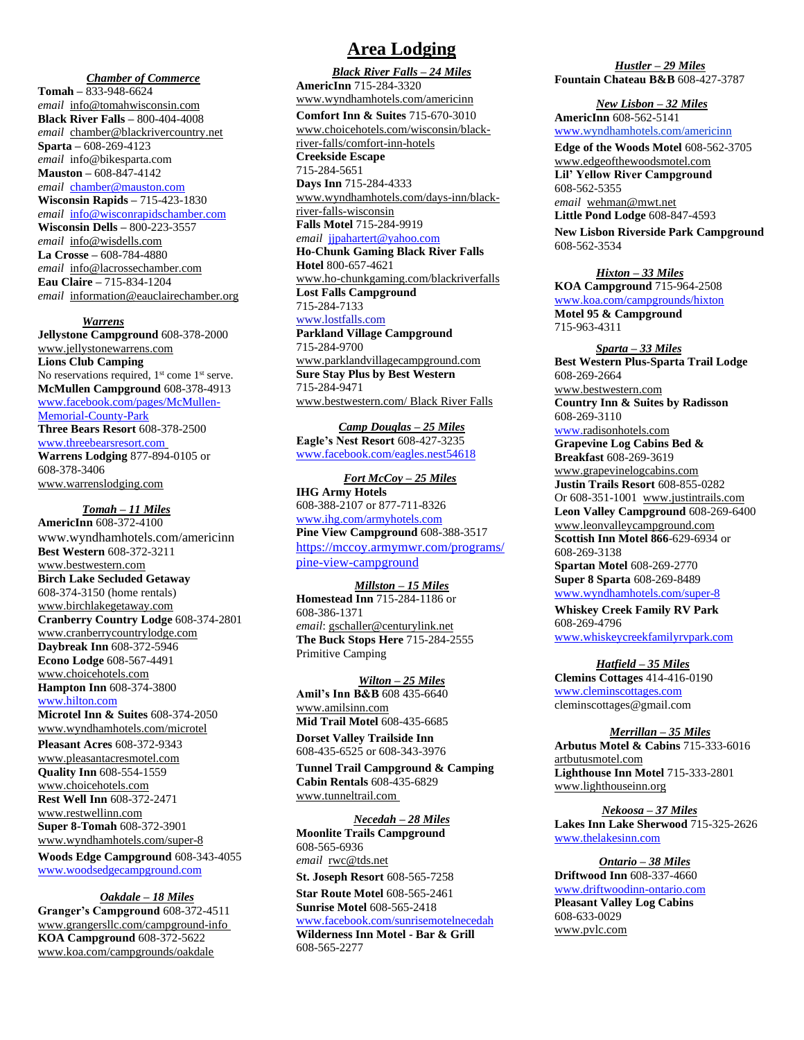# Area Lodging

***Chamber of Commerce***

**Tomah** – 833-948-6624
*email* info@tomahwisconsin.com
**Black River Falls** – 800-404-4008
*email* chamber@blackrivercountry.net
**Sparta** – 608-269-4123
*email* info@bikesparta.com
**Mauston** – 608-847-4142
*email* chamber@mauston.com
**Wisconsin Rapids** – 715-423-1830
*email* info@wisconrapidschamber.com
**Wisconsin Dells** – 800-223-3557
*email* info@wisdells.com
**La Crosse** – 608-784-4880
*email* info@lacrossechamber.com
**Eau Claire** – 715-834-1204
*email* information@eauclairechamber.org

***Warrens***

**Jellystone Campground** 608-378-2000
www.jellystonewarrens.com
**Lions Club Camping**
No reservations required, 1st come 1st serve.
**McMullen Campground** 608-378-4913
www.facebook.com/pages/McMullen-Memorial-County-Park
**Three Bears Resort** 608-378-2500
www.threebearsresort.com
**Warrens Lodging** 877-894-0105 or 608-378-3406
www.warrenslodging.com

***Tomah – 11 Miles***

**AmericInn** 608-372-4100
www.wyndhamhotels.com/americinn
**Best Western** 608-372-3211
www.bestwestern.com
**Birch Lake Secluded Getaway**
608-374-3150 (home rentals)
www.birchlakegetaway.com
**Cranberry Country Lodge** 608-374-2801
www.cranberrycountrylodge.com
**Daybreak Inn** 608-372-5946
**Econo Lodge** 608-567-4491
www.choicehotels.com
**Hampton Inn** 608-374-3800
www.hilton.com
**Microtel Inn & Suites** 608-374-2050
www.wyndhamhotels.com/microtel
**Pleasant Acres** 608-372-9343
www.pleasantacresmotel.com
**Quality Inn** 608-554-1559
www.choicehotels.com
**Rest Well Inn** 608-372-2471
www.restwellinn.com
**Super 8-Tomah** 608-372-3901
www.wyndhamhotels.com/super-8
**Woods Edge Campground** 608-343-4055
www.woodsedgecampground.com

***Oakdale – 18 Miles***

**Granger's Campground** 608-372-4511
www.grangersllc.com/campground-info
**KOA Campground** 608-372-5622
www.koa.com/campgrounds/oakdale

***Black River Falls – 24 Miles***

**AmericInn** 715-284-3320
www.wyndhamhotels.com/americinn
**Comfort Inn & Suites** 715-670-3010
www.choicehotels.com/wisconsin/black-river-falls/comfort-inn-hotels
**Creekside Escape**
715-284-5651
**Days Inn** 715-284-4333
www.wyndhamhotels.com/days-inn/black-river-falls-wisconsin
**Falls Motel** 715-284-9919
*email* jjpahartert@yahoo.com
**Ho-Chunk Gaming Black River Falls Hotel** 800-657-4621
www.ho-chunkgaming.com/blackriverfalls
**Lost Falls Campground**
715-284-7133
www.lostfalls.com
**Parkland Village Campground**
715-284-9700
www.parklandvillagecampground.com
**Sure Stay Plus by Best Western**
715-284-9471
www.bestwestern.com/ Black River Falls

***Camp Douglas – 25 Miles***

**Eagle's Nest Resort** 608-427-3235
www.facebook.com/eagles.nest54618

***Fort McCoy – 25 Miles***

**IHG Army Hotels**
608-388-2107 or 877-711-8326
www.ihg.com/armyhotels.com
**Pine View Campground** 608-388-3517
https://mccoy.armymwr.com/programs/pine-view-campground

***Millston – 15 Miles***

**Homestead Inn** 715-284-1186 or 608-386-1371
*email*: gschaller@centurylink.net
**The Buck Stops Here** 715-284-2555
Primitive Camping

***Wilton – 25 Miles***

**Amil's Inn B&B** 608 435-6640
www.amilsinn.com
**Mid Trail Motel** 608-435-6685
**Dorset Valley Trailside Inn**
608-435-6525 or 608-343-3976
**Tunnel Trail Campground & Camping Cabin Rentals** 608-435-6829
www.tunneltrail.com

***Necedah – 28 Miles***

**Moonlite Trails Campground**
608-565-6936
*email* rwc@tds.net
**St. Joseph Resort** 608-565-7258
**Star Route Motel** 608-565-2461
**Sunrise Motel** 608-565-2418
www.facebook.com/sunrisemotelnecedah
**Wilderness Inn Motel - Bar & Grill**
608-565-2277

***Hustler – 29 Miles***

**Fountain Chateau B&B** 608-427-3787

***New Lisbon – 32 Miles***

**AmericInn** 608-562-5141
www.wyndhamhotels.com/americinn
**Edge of the Woods Motel** 608-562-3705
www.edgeofthewoodsmotel.com
**Lil' Yellow River Campground**
608-562-5355
*email* wehman@mwt.net
**Little Pond Lodge** 608-847-4593
**New Lisbon Riverside Park Campground**
608-562-3534

***Hixton – 33 Miles***

**KOA Campground** 715-964-2508
www.koa.com/campgrounds/hixton
**Motel 95 & Campground**
715-963-4311

***Sparta – 33 Miles***

**Best Western Plus-Sparta Trail Lodge**
608-269-2664
www.bestwestern.com
**Country Inn & Suites by Radisson**
608-269-3110
www.radissonhotels.com
**Grapevine Log Cabins Bed & Breakfast** 608-269-3619
www.grapevinelogcabins.com
**Justin Trails Resort** 608-855-0282
Or 608-351-1001 www.justintrails.com
**Leon Valley Campground** 608-269-6400
www.leonvalleycampground.com
**Scottish Inn Motel 866**-629-6934 or 608-269-3138
**Spartan Motel** 608-269-2770
**Super 8 Sparta** 608-269-8489
www.wyndhamhotels.com/super-8
**Whiskey Creek Family RV Park**
608-269-4796
www.whiskeycreekfamilyrvpark.com

***Hatfield – 35 Miles***

**Clemins Cottages** 414-416-0190
www.cleminscottages.com
cleminscottages@gmail.com

***Merrillan – 35 Miles***

**Arbutus Motel & Cabins** 715-333-6016
artbutusmotel.com
**Lighthouse Inn Motel** 715-333-2801
www.lighthouseinn.org

***Nekoosa – 37 Miles***

**Lakes Inn Lake Sherwood** 715-325-2626
www.thelakesinn.com

***Ontario – 38 Miles***

**Driftwood Inn** 608-337-4660
www.driftwoodinn-ontario.com
**Pleasant Valley Log Cabins**
608-633-0029
www.pvlc.com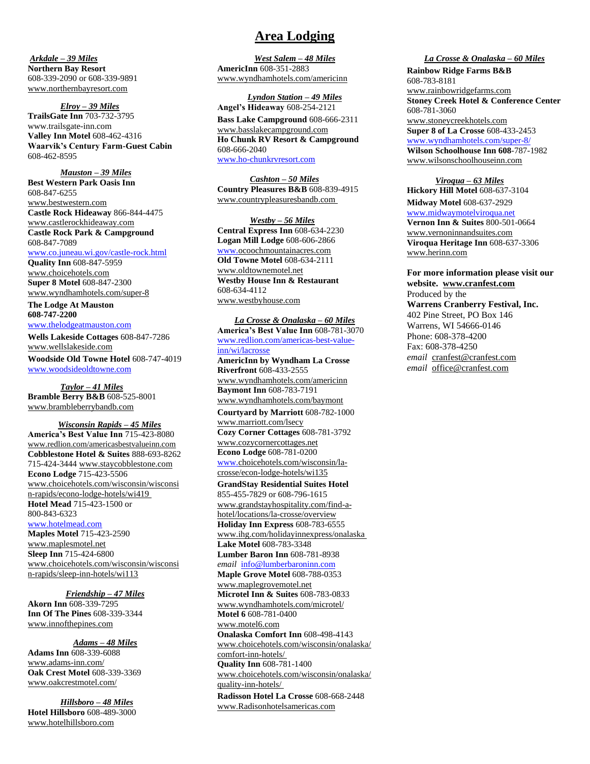# Area Lodging

***Arkdale – 39 Miles***

**Northern Bay Resort**
608-339-2090 or 608-339-9891
www.northernbayresort.com

***Elroy – 39 Miles***

**TrailsGate Inn** 703-732-3795
www.trailsgate-inn.com
**Valley Inn Motel** 608-462-4316
**Waarvik's Century Farm-Guest Cabin**
608-462-8595

***Mauston – 39 Miles***

**Best Western Park Oasis Inn**
608-847-6255
www.bestwestern.com
**Castle Rock Hideaway** 866-844-4475
www.castlerockhideaway.com
**Castle Rock Park & Campground**
608-847-7089
www.co.juneau.wi.gov/castle-rock.html
**Quality Inn** 608-847-5959
www.choicehotels.com
**Super 8 Motel** 608-847-2300
www.wyndhamhotels.com/super-8
**The Lodge At Mauston**
**608-747-2200**
www.thelodgeatmauston.com
**Wells Lakeside Cottages** 608-847-7286
www.wellslakeside.com
**Woodside Old Towne Hotel** 608-747-4019
www.woodsideoldtowne.com

***Taylor – 41 Miles***

**Bramble Berry B&B** 608-525-8001
www.brambleberrybandb.com

***Wisconsin Rapids – 45 Miles***

**America's Best Value Inn** 715-423-8080
www.redlion.com/americasbestvalueinn.com
**Cobblestone Hotel & Suites** 888-693-8262
715-424-3444 www.staycobblestone.com
**Econo Lodge** 715-423-5506
www.choicehotels.com/wisconsin/wisconsin-rapids/econo-lodge-hotels/wi419
**Hotel Mead** 715-423-1500 or
800-843-6323
www.hotelmead.com
**Maples Motel** 715-423-2590
www.maplesmotel.net
**Sleep Inn** 715-424-6800
www.choicehotels.com/wisconsin/wisconsin-rapids/sleep-inn-hotels/wi113

***Friendship – 47 Miles***

**Akorn Inn** 608-339-7295
**Inn Of The Pines** 608-339-3344
www.innofthepines.com

***Adams – 48 Miles***

**Adams Inn** 608-339-6088
www.adams-inn.com/
**Oak Crest Motel** 608-339-3369
www.oakcrestmotel.com/

***Hillsboro – 48 Miles***

**Hotel Hillsboro** 608-489-3000
www.hotelhillsboro.com

***West Salem – 48 Miles***

**AmericInn** 608-351-2883
www.wyndhamhotels.com/americinn

***Lyndon Station – 49 Miles***

**Angel's Hideaway** 608-254-2121
**Bass Lake Campground** 608-666-2311
www.basslakecampground.com
**Ho Chunk RV Resort & Campground**
608-666-2040
www.ho-chunkrvresort.com

***Cashton – 50 Miles***

**Country Pleasures B&B** 608-839-4915
www.countrypleasuresbandb.com

***Westby – 56 Miles***

**Central Express Inn** 608-634-2230
**Logan Mill Lodge** 608-606-2866
www.ocoochmountainacres.com
**Old Towne Motel** 608-634-2111
www.oldtownemotel.net
**Westby House Inn & Restaurant**
608-634-4112
www.westbyhouse.com

***La Crosse & Onalaska – 60 Miles***

**America's Best Value Inn** 608-781-3070
www.redlion.com/americas-best-value-inn/wi/lacrosse
**AmericInn by Wyndham La Crosse Riverfront** 608-433-2555
www.wyndhamhotels.com/americinn
**Baymont Inn** 608-783-7191
www.wyndhamhotels.com/baymont
**Courtyard by Marriott** 608-782-1000
www.marriott.com/lsecy
**Cozy Corner Cottages** 608-781-3792
www.cozycornercottages.net
**Econo Lodge** 608-781-0200
www.choicehotels.com/wisconsin/la-crosse/econ-lodge-hotels/wi135
**GrandStay Residential Suites Hotel**
855-455-7829 or 608-796-1615
www.grandstayhospitality.com/find-a-hotel/locations/la-crosse/overview
**Holiday Inn Express** 608-783-6555
www.ihg.com/holidayinnexpress/onalaska
**Lake Motel** 608-783-3348
**Lumber Baron Inn** 608-781-8938
*email* info@lumberbaroninn.com
**Maple Grove Motel** 608-788-0353
www.maplegrovemotel.net
**Microtel Inn & Suites** 608-783-0833
www.wyndhamhotels.com/microtel/
**Motel 6** 608-781-0400
www.motel6.com
**Onalaska Comfort Inn** 608-498-4143
www.choicehotels.com/wisconsin/onalaska/comfort-inn-hotels/
**Quality Inn** 608-781-1400
www.choicehotels.com/wisconsin/onalaska/quality-inn-hotels/
**Radisson Hotel La Crosse** 608-668-2448
www.Radisonhotelsamericas.com

***La Crosse & Onalaska – 60 Miles***

**Rainbow Ridge Farms B&B**
608-783-8181
www.rainbowridgefarms.com
**Stoney Creek Hotel & Conference Center**
608-781-3060
www.stoneycreekhotels.com
**Super 8 of La Crosse** 608-433-2453
www.wyndhamhotels.com/super-8/
**Wilson Schoolhouse Inn 608**-787-1982
www.wilsonschoolhouseinn.com

***Viroqua – 63 Miles***

**Hickory Hill Motel** 608-637-3104
**Midway Motel** 608-637-2929
www.midwaymotelviroqua.net
**Vernon Inn & Suites** 800-501-0664
www.vernoninnandsuites.com
**Viroqua Heritage Inn** 608-637-3306
www.herinn.com

**For more information please visit our website. www.cranfest.com**
Produced by the
**Warrens Cranberry Festival, Inc.**
402 Pine Street, PO Box 146
Warrens, WI 54666-0146
Phone: 608-378-4200
Fax: 608-378-4250
*email* cranfest@cranfest.com
*email* office@cranfest.com